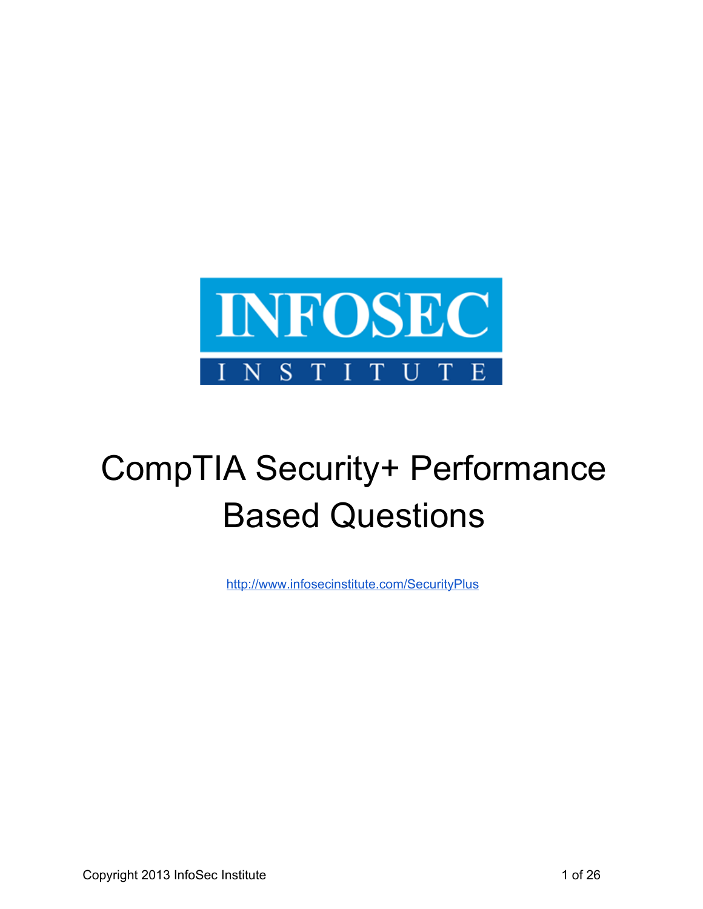INFOSEC

INSTITUTE

# CompTIA Security+ Performance Based Questions

http://www.infosecinstitute.com/SecurityPlus

Copyright 2013 InfoSec Institute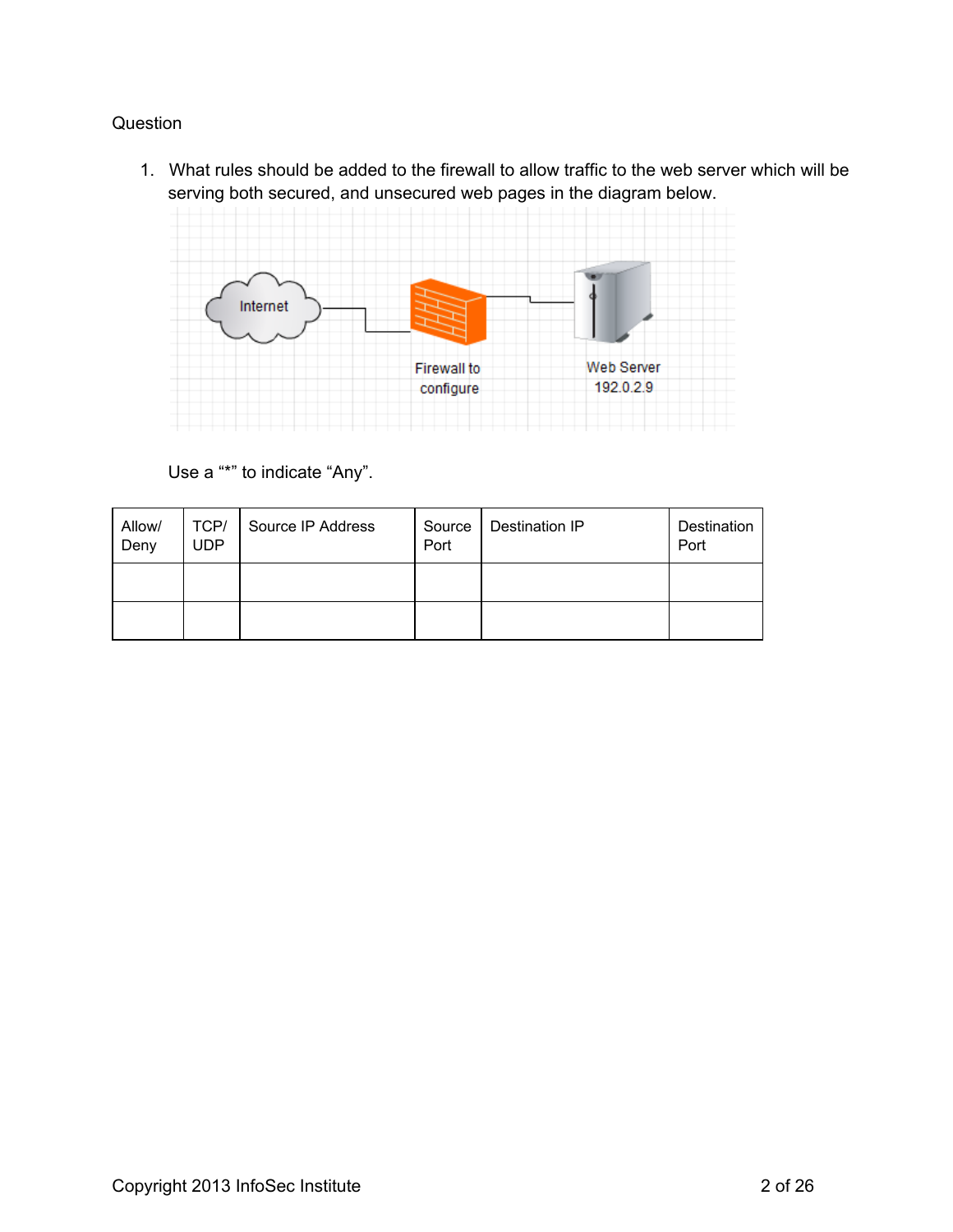Question

1. What rules should be added to the firewall to allow traffic to the web server which will be serving both secured, and unsecured web pages in the diagram below.

   Internet

   Firewall to configure

   Web Server 192.0.2.9

   Use a "*" to indicate "Any".

| Allow/ Deny | TCP/ UDP | Source IP Address | Source Port | Destination IP | Destination Port |
|---|---|---|---|---|---|
| | | | | | |
| | | | | | |

Copyright 2013 InfoSec Institute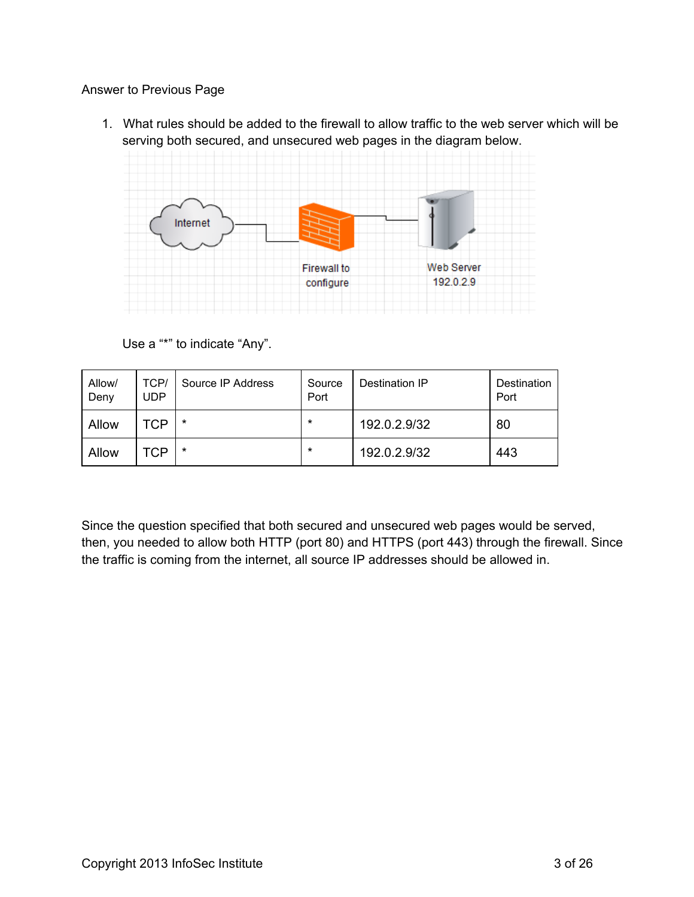Answer to Previous Page

1. What rules should be added to the firewall to allow traffic to the web server which will be serving both secured, and unsecured web pages in the diagram below.

   Use a "*" to indicate "Any".

| Allow/ Deny | TCP/ UDP | Source IP Address | Source Port | Destination IP | Destination Port |
|---|---|---|---|---|---|
| Allow | TCP | * | * | 192.0.2.9/32 | 80 |
| Allow | TCP | * | * | 192.0.2.9/32 | 443 |

Since the question specified that both secured and unsecured web pages would be served, then, you needed to allow both HTTP (port 80) and HTTPS (port 443) through the firewall. Since the traffic is coming from the internet, all source IP addresses should be allowed in.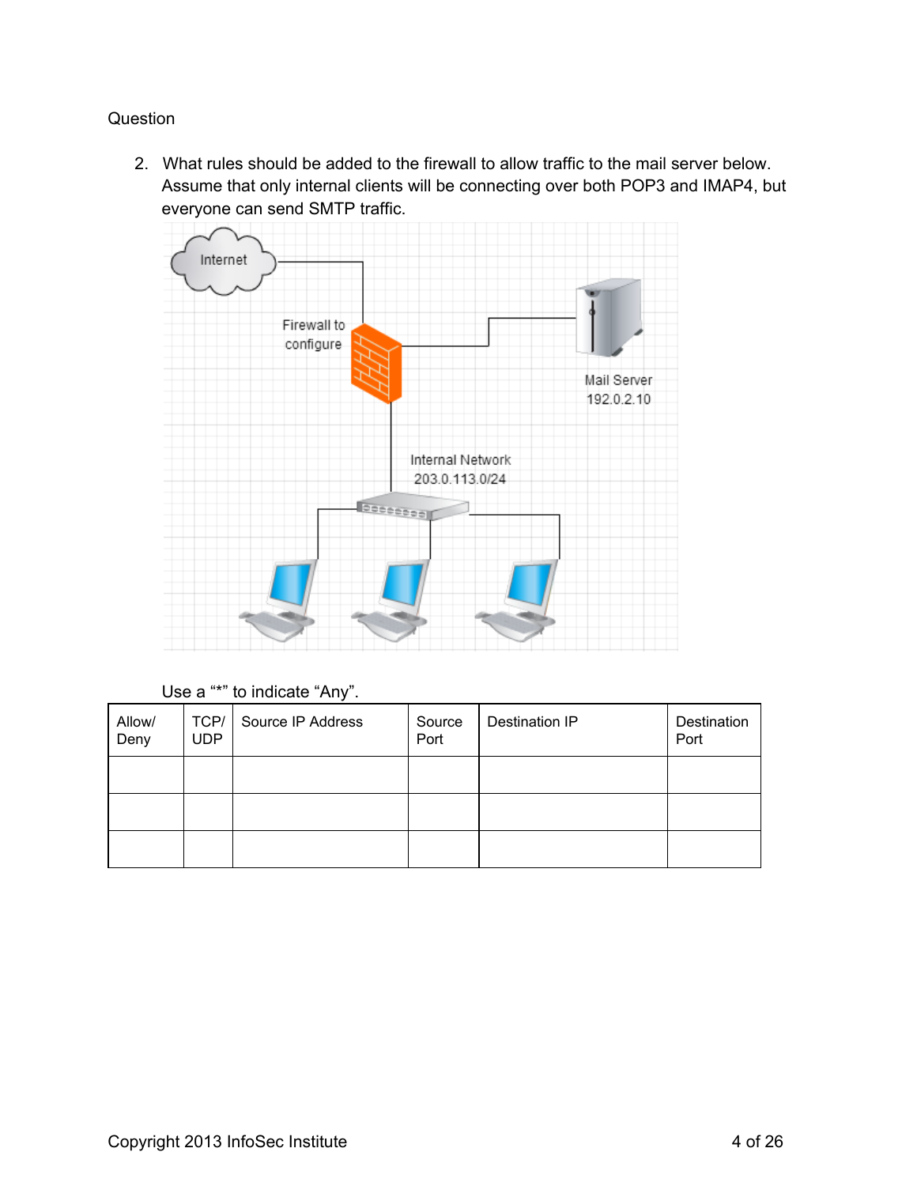Question

2. What rules should be added to the firewall to allow traffic to the mail server below. Assume that only internal clients will be connecting over both POP3 and IMAP4, but everyone can send SMTP traffic.

Use a "*" to indicate "Any".

| Allow/ Deny | TCP/ UDP | Source IP Address | Source Port | Destination IP | Destination Port |
|---|---|---|---|---|---|
| | | | | | |
| | | | | | |
| | | | | | |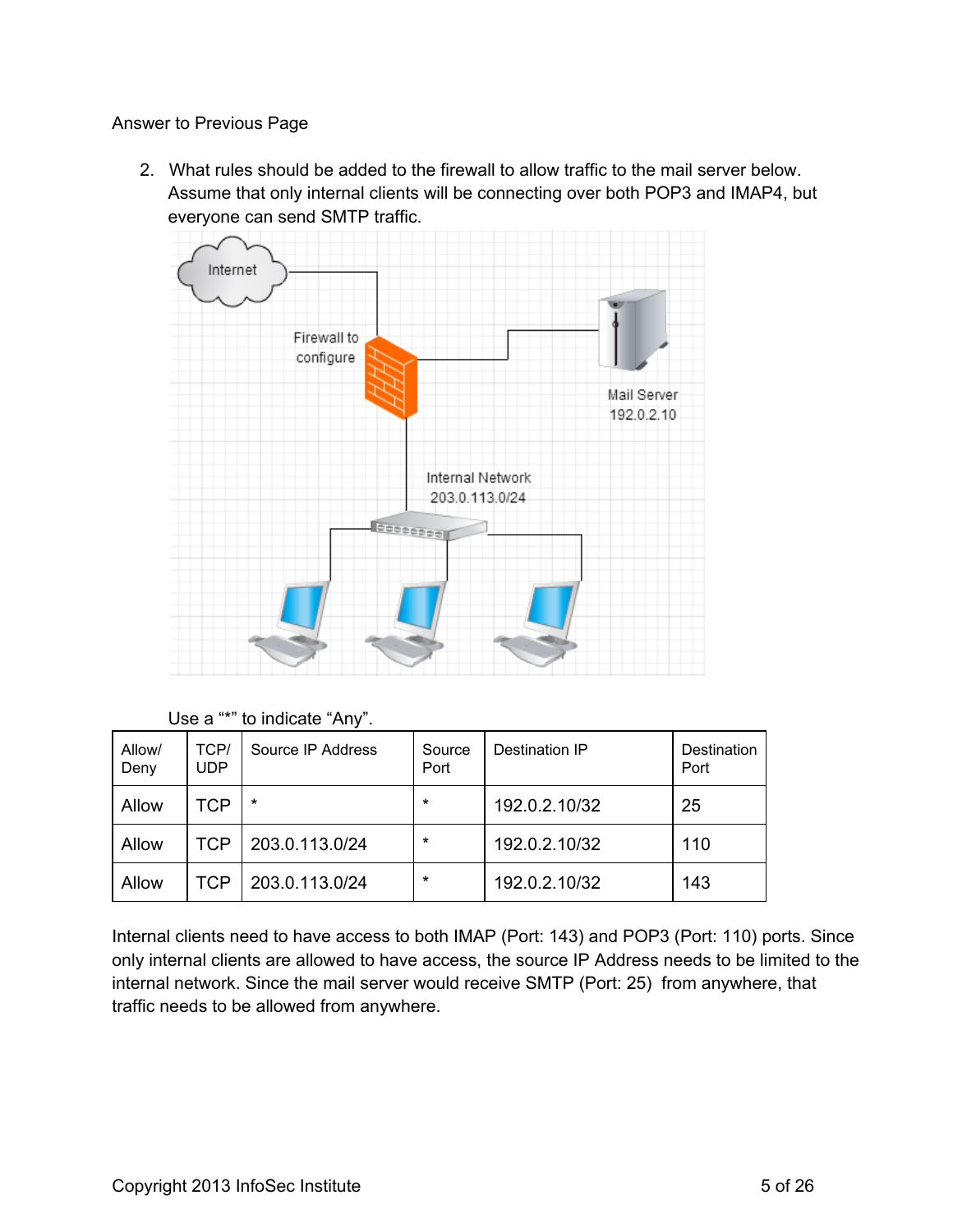Answer to Previous Page

2. What rules should be added to the firewall to allow traffic to the mail server below. Assume that only internal clients will be connecting over both POP3 and IMAP4, but everyone can send SMTP traffic.

Use a "*" to indicate "Any".

| Allow/ Deny | TCP/ UDP | Source IP Address | Source Port | Destination IP | Destination Port |
|---|---|---|---|---|---|
| Allow | TCP | * | * | 192.0.2.10/32 | 25 |
| Allow | TCP | 203.0.113.0/24 | * | 192.0.2.10/32 | 110 |
| Allow | TCP | 203.0.113.0/24 | * | 192.0.2.10/32 | 143 |

Internal clients need to have access to both IMAP (Port: 143) and POP3 (Port: 110) ports. Since only internal clients are allowed to have access, the source IP Address needs to be limited to the internal network. Since the mail server would receive SMTP (Port: 25) from anywhere, that traffic needs to be allowed from anywhere.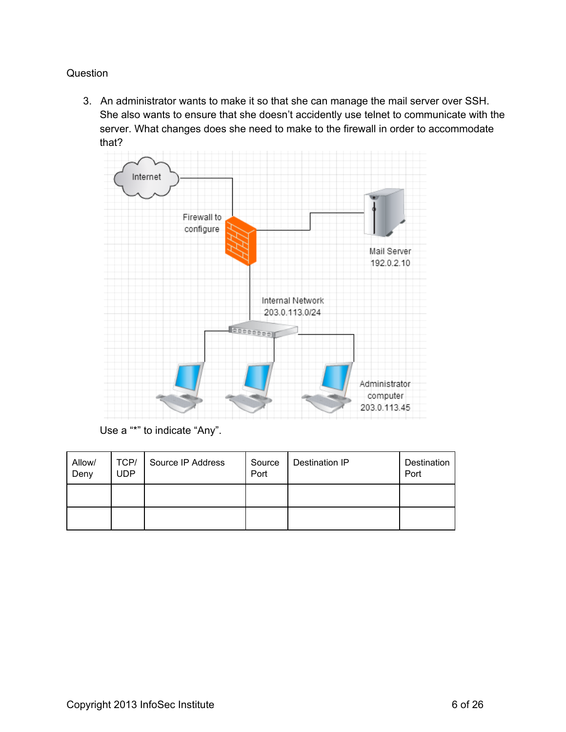Question

3. An administrator wants to make it so that she can manage the mail server over SSH. She also wants to ensure that she doesn't accidently use telnet to communicate with the server. What changes does she need to make to the firewall in order to accommodate that?

Internet

Firewall to configure

Mail Server 192.0.2.10

Internal Network 203.0.113.0/24

Administrator computer 203.0.113.45

Use a "*" to indicate "Any".

| Allow/ Deny | TCP/ UDP | Source IP Address | Source Port | Destination IP | Destination Port |
|---|---|---|---|---|---|
| | | | | | |
| | | | | | |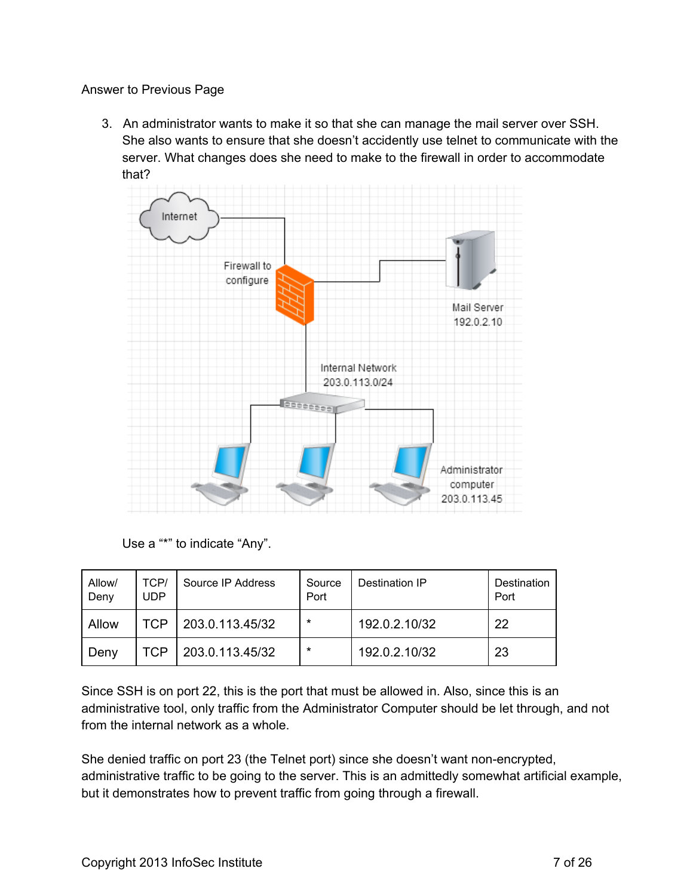Answer to Previous Page

3. An administrator wants to make it so that she can manage the mail server over SSH. She also wants to ensure that she doesn't accidently use telnet to communicate with the server. What changes does she need to make to the firewall in order to accommodate that?

Use a "*" to indicate "Any".

| Allow/ Deny | TCP/ UDP | Source IP Address | Source Port | Destination IP | Destination Port |
|---|---|---|---|---|---|
| Allow | TCP | 203.0.113.45/32 | * | 192.0.2.10/32 | 22 |
| Deny | TCP | 203.0.113.45/32 | * | 192.0.2.10/32 | 23 |

Since SSH is on port 22, this is the port that must be allowed in. Also, since this is an administrative tool, only traffic from the Administrator Computer should be let through, and not from the internal network as a whole.

She denied traffic on port 23 (the Telnet port) since she doesn't want non-encrypted, administrative traffic to be going to the server. This is an admittedly somewhat artificial example, but it demonstrates how to prevent traffic from going through a firewall.

Copyright 2013 InfoSec Institute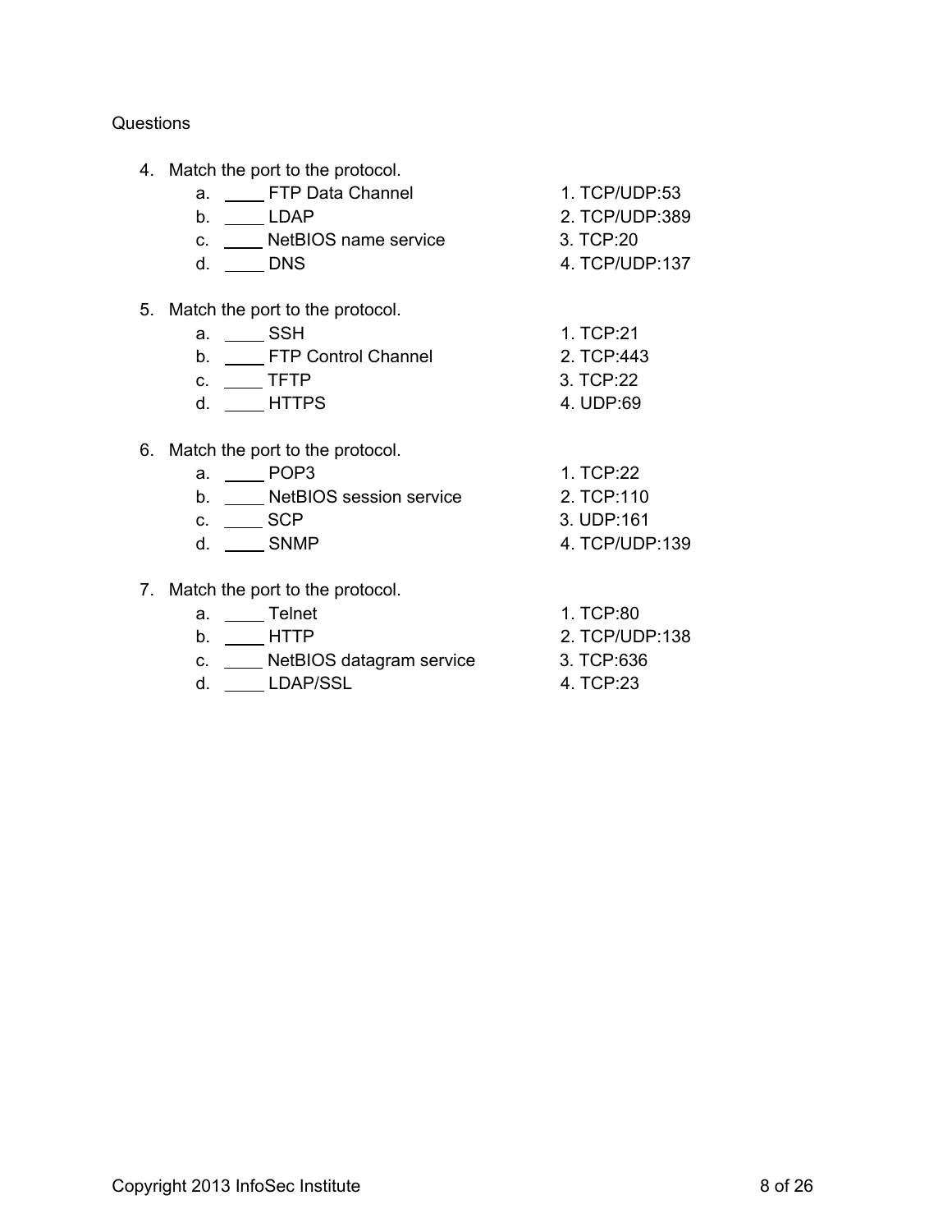Questions

4. Match the port to the protocol.

| | |
|---|---|
| a. ____ FTP Data Channel | 1. TCP/UDP:53 |
| b. ____ LDAP | 2. TCP/UDP:389 |
| c. ____ NetBIOS name service | 3. TCP:20 |
| d. ____ DNS | 4. TCP/UDP:137 |

5. Match the port to the protocol.

| | |
|---|---|
| a. ____ SSH | 1. TCP:21 |
| b. ____ FTP Control Channel | 2. TCP:443 |
| c. ____ TFTP | 3. TCP:22 |
| d. ____ HTTPS | 4. UDP:69 |

6. Match the port to the protocol.

| | |
|---|---|
| a. ____ POP3 | 1. TCP:22 |
| b. ____ NetBIOS session service | 2. TCP:110 |
| c. ____ SCP | 3. UDP:161 |
| d. ____ SNMP | 4. TCP/UDP:139 |

7. Match the port to the protocol.

| | |
|---|---|
| a. ____ Telnet | 1. TCP:80 |
| b. ____ HTTP | 2. TCP/UDP:138 |
| c. ____ NetBIOS datagram service | 3. TCP:636 |
| d. ____ LDAP/SSL | 4. TCP:23 |

Copyright 2013 InfoSec Institute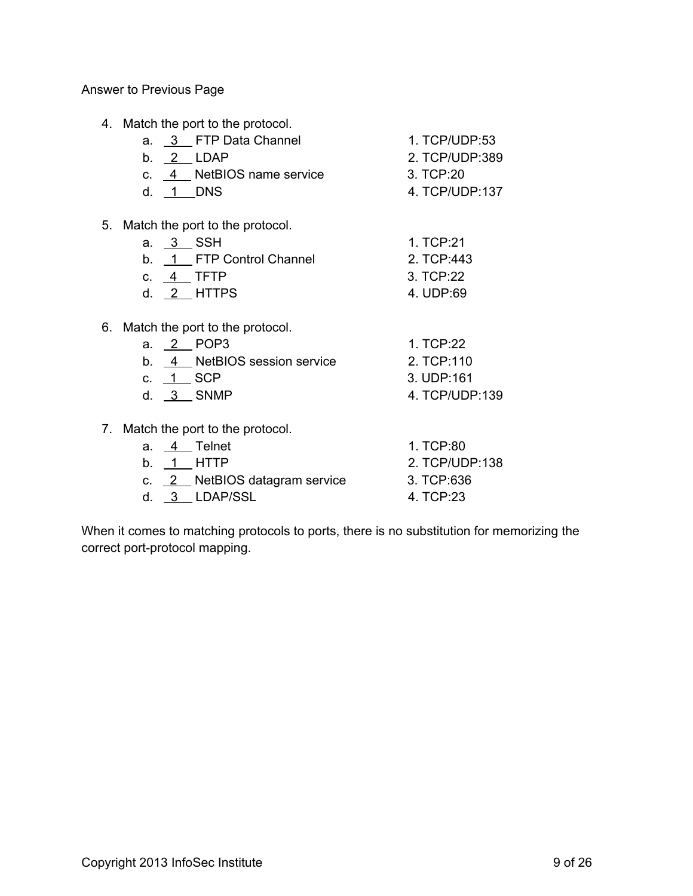Answer to Previous Page

4. Match the port to the protocol.

| | | |
|---|---|---|
| a. __3__ FTP Data Channel | | 1. TCP/UDP:53 |
| b. __2__ LDAP | | 2. TCP/UDP:389 |
| c. __4__ NetBIOS name service | | 3. TCP:20 |
| d. __1__ DNS | | 4. TCP/UDP:137 |

5. Match the port to the protocol.

| | | |
|---|---|---|
| a. __3__ SSH | | 1. TCP:21 |
| b. __1__ FTP Control Channel | | 2. TCP:443 |
| c. __4__ TFTP | | 3. TCP:22 |
| d. __2__ HTTPS | | 4. UDP:69 |

6. Match the port to the protocol.

| | | |
|---|---|---|
| a. __2__ POP3 | | 1. TCP:22 |
| b. __4__ NetBIOS session service | | 2. TCP:110 |
| c. __1__ SCP | | 3. UDP:161 |
| d. __3__ SNMP | | 4. TCP/UDP:139 |

7. Match the port to the protocol.

| | | |
|---|---|---|
| a. __4__ Telnet | | 1. TCP:80 |
| b. __1__ HTTP | | 2. TCP/UDP:138 |
| c. __2__ NetBIOS datagram service | | 3. TCP:636 |
| d. __3__ LDAP/SSL | | 4. TCP:23 |

When it comes to matching protocols to ports, there is no substitution for memorizing the correct port-protocol mapping.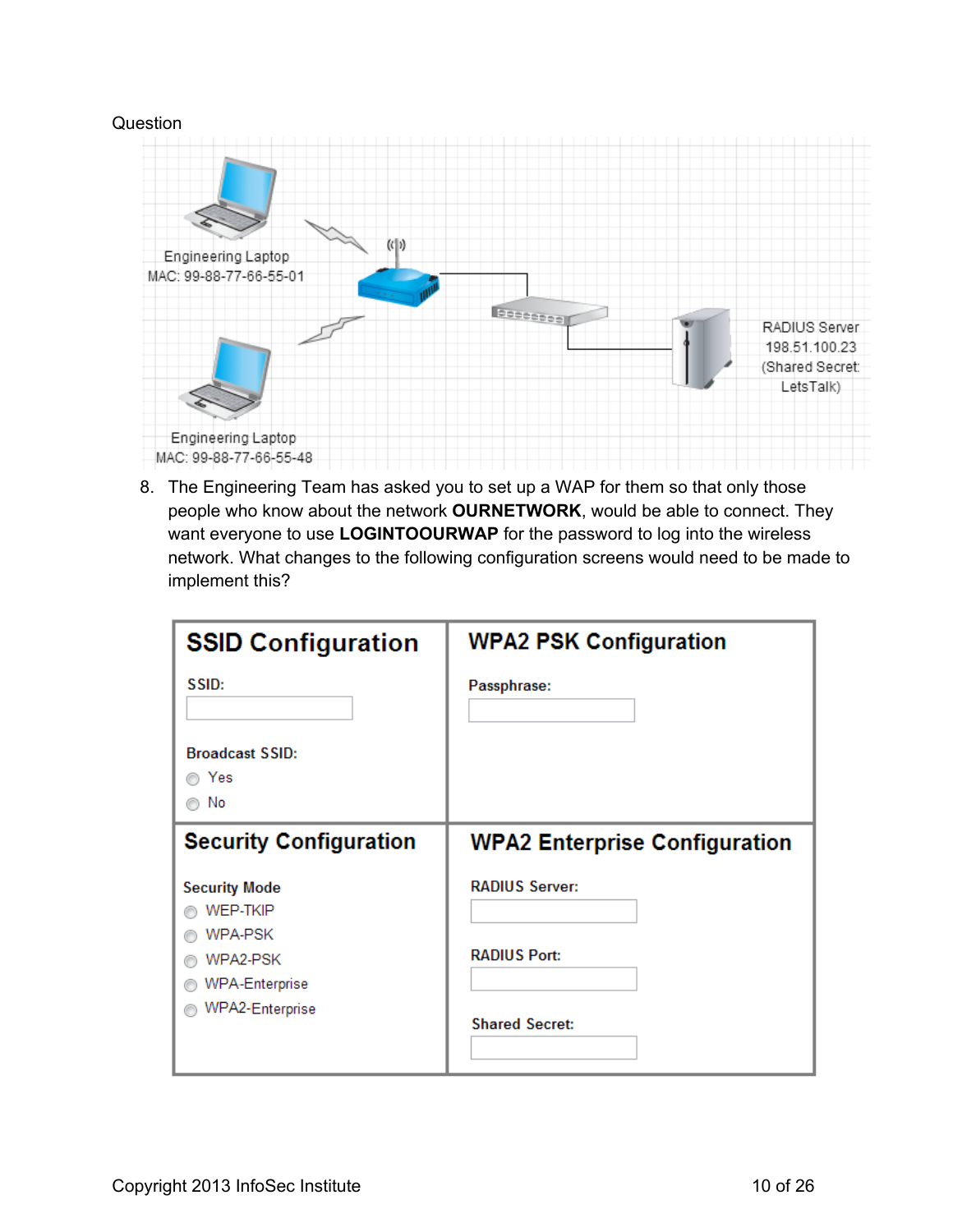Question

Engineering Laptop
MAC: 99-88-77-66-55-01

Engineering Laptop
MAC: 99-88-77-66-55-48

RADIUS Server
198.51.100.23
(Shared Secret:
LetsTalk)

8. The Engineering Team has asked you to set up a WAP for them so that only those people who know about the network **OURNETWORK**, would be able to connect. They want everyone to use **LOGINTOOURWAP** for the password to log into the wireless network. What changes to the following configuration screens would need to be made to implement this?

| **SSID Configuration** | **WPA2 PSK Configuration** |
|---|---|
| SSID: [ ]<br><br>Broadcast SSID:<br>○ Yes<br>○ No | Passphrase: [ ] |
| **Security Configuration** | **WPA2 Enterprise Configuration** |
| Security Mode<br>○ WEP-TKIP<br>○ WPA-PSK<br>○ WPA2-PSK<br>○ WPA-Enterprise<br>○ WPA2-Enterprise | RADIUS Server: [ ]<br><br>RADIUS Port: [ ]<br><br>Shared Secret: [ ] |

Copyright 2013 InfoSec Institute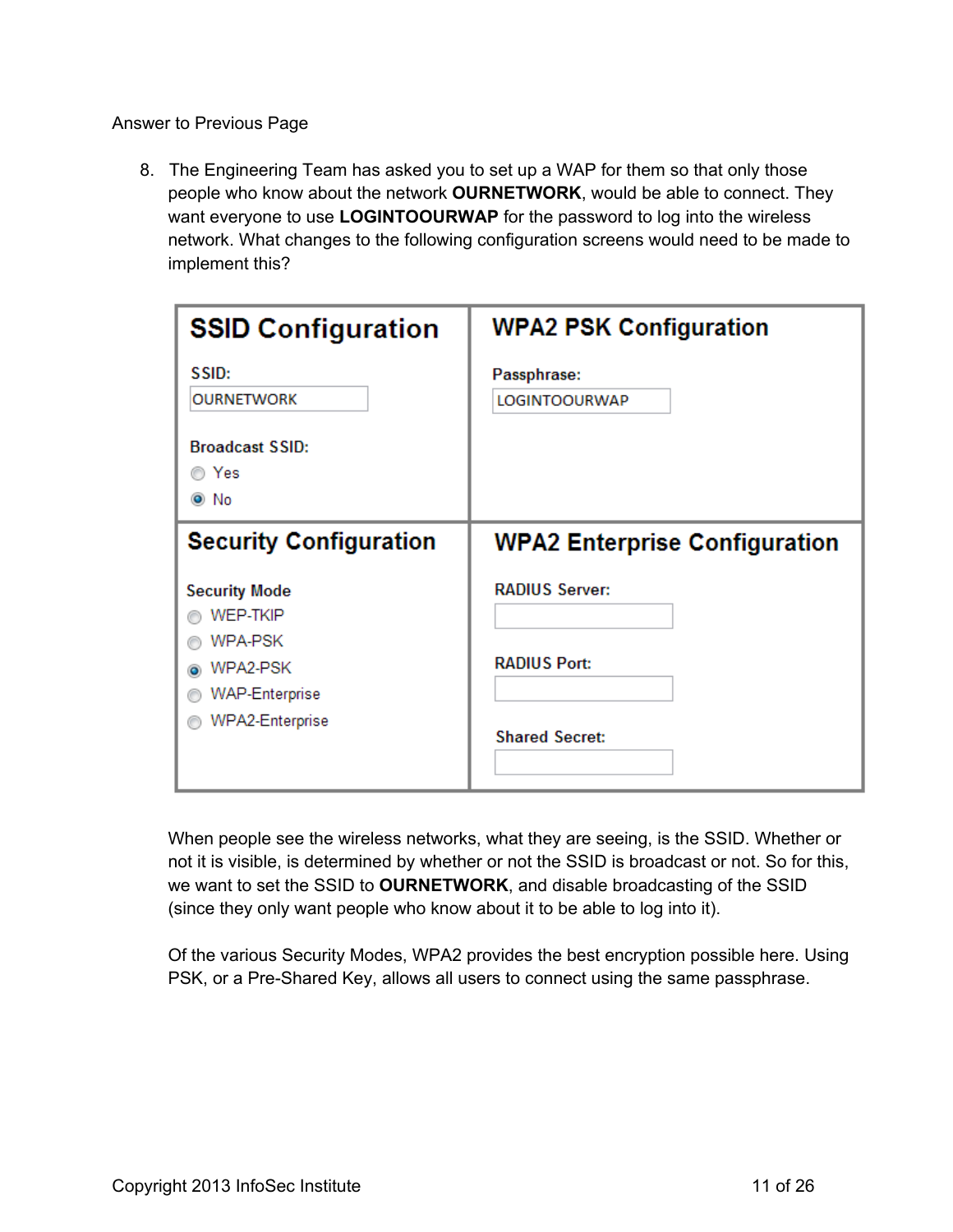Answer to Previous Page

8. The Engineering Team has asked you to set up a WAP for them so that only those people who know about the network **OURNETWORK**, would be able to connect. They want everyone to use **LOGINTOOURWAP** for the password to log into the wireless network. What changes to the following configuration screens would need to be made to implement this?

| **SSID Configuration** | **WPA2 PSK Configuration** |
| --- | --- |
| SSID: OURNETWORK<br><br>Broadcast SSID:<br>○ Yes<br>◉ No | Passphrase: LOGINTOOURWAP |
| **Security Configuration**<br><br>Security Mode<br>○ WEP-TKIP<br>○ WPA-PSK<br>◉ WPA2-PSK<br>○ WAP-Enterprise<br>○ WPA2-Enterprise | **WPA2 Enterprise Configuration**<br><br>RADIUS Server:<br><br>RADIUS Port:<br><br>Shared Secret: |

When people see the wireless networks, what they are seeing, is the SSID. Whether or not it is visible, is determined by whether or not the SSID is broadcast or not. So for this, we want to set the SSID to **OURNETWORK**, and disable broadcasting of the SSID (since they only want people who know about it to be able to log into it).

Of the various Security Modes, WPA2 provides the best encryption possible here. Using PSK, or a Pre-Shared Key, allows all users to connect using the same passphrase.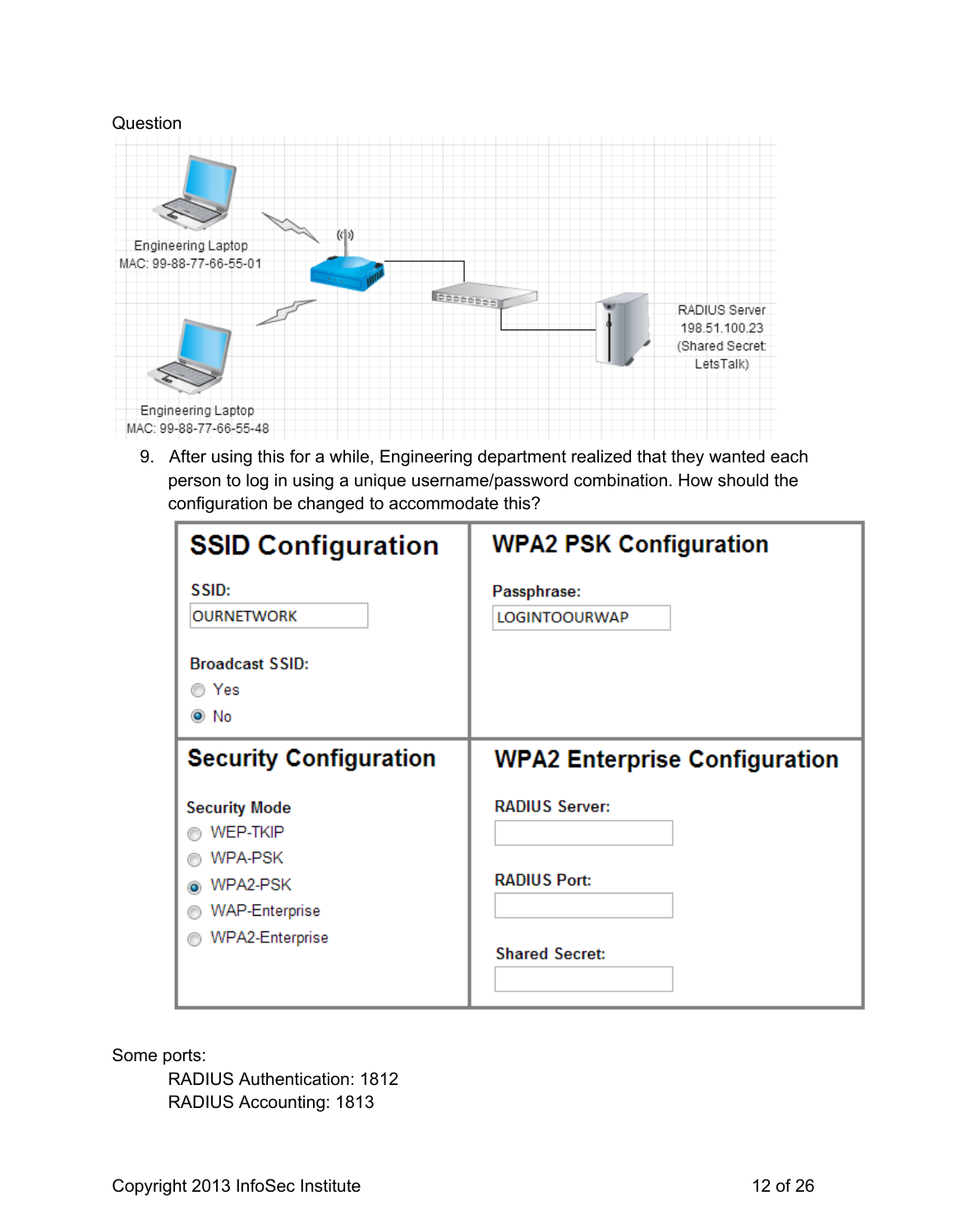Question

Engineering Laptop
MAC: 99-88-77-66-55-01

Engineering Laptop
MAC: 99-88-77-66-55-48

RADIUS Server
198.51.100.23
(Shared Secret: LetsTalk)

9. After using this for a while, Engineering department realized that they wanted each person to log in using a unique username/password combination. How should the configuration be changed to accommodate this?

| SSID Configuration | WPA2 PSK Configuration |
|---|---|
| **SSID:** OURNETWORK<br>**Broadcast SSID:**<br>○ Yes<br>◉ No | **Passphrase:** LOGINTOOURWAP |
| **Security Configuration**<br>**Security Mode**<br>○ WEP-TKIP<br>○ WPA-PSK<br>◉ WPA2-PSK<br>○ WAP-Enterprise<br>○ WPA2-Enterprise | **WPA2 Enterprise Configuration**<br>**RADIUS Server:**<br>**RADIUS Port:**<br>**Shared Secret:** |

Some ports:

RADIUS Authentication: 1812
RADIUS Accounting: 1813

Copyright 2013 InfoSec Institute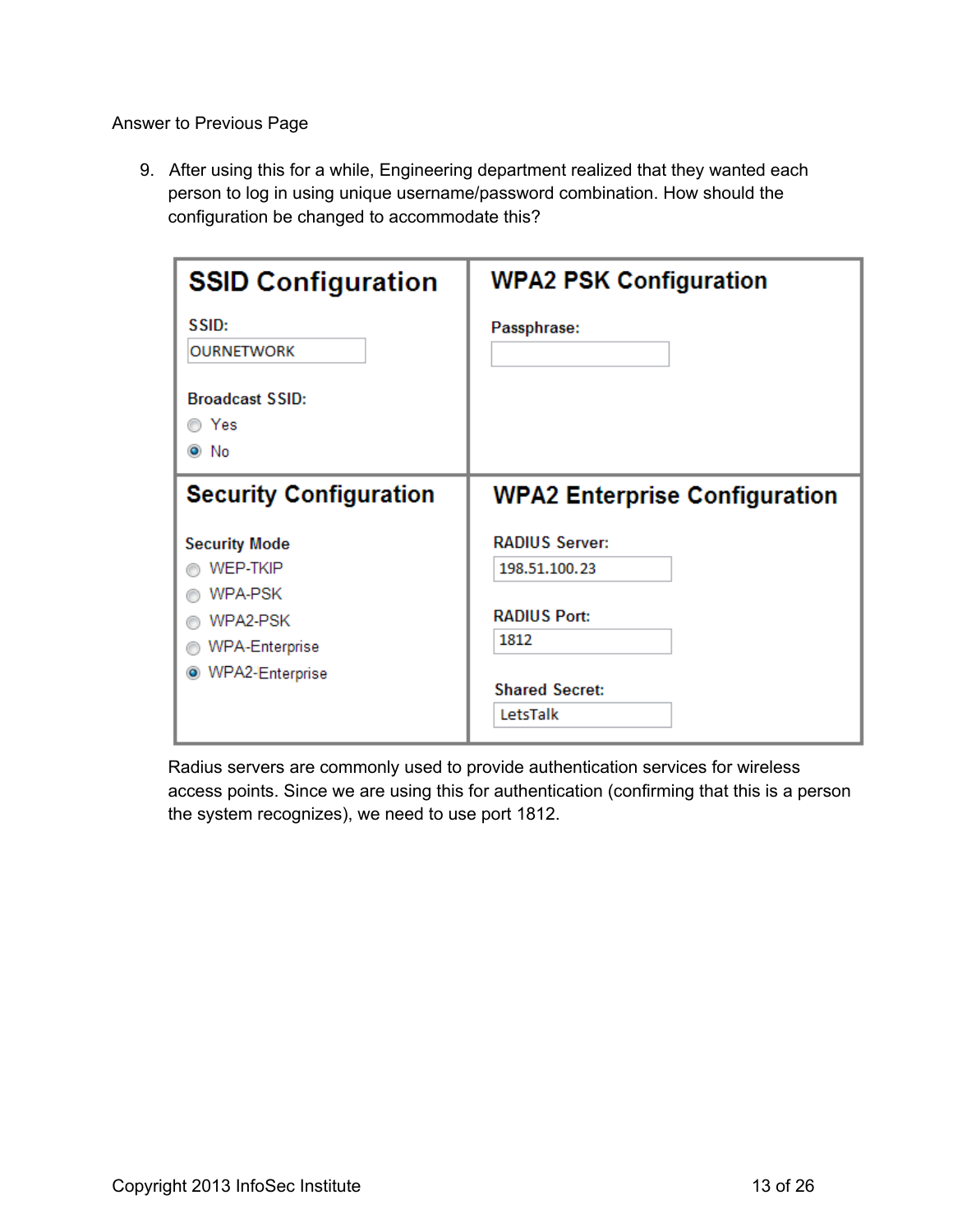Answer to Previous Page

9. After using this for a while, Engineering department realized that they wanted each person to log in using unique username/password combination. How should the configuration be changed to accommodate this?

## SSID Configuration

SSID:

OURNETWORK

Broadcast SSID:

- ( ) Yes
- (•) No

## WPA2 PSK Configuration

Passphrase:

## Security Configuration

Security Mode

- ( ) WEP-TKIP
- ( ) WPA-PSK
- ( ) WPA2-PSK
- ( ) WPA-Enterprise
- (•) WPA2-Enterprise

## WPA2 Enterprise Configuration

RADIUS Server:

198.51.100.23

RADIUS Port:

1812

Shared Secret:

LetsTalk

Radius servers are commonly used to provide authentication services for wireless access points. Since we are using this for authentication (confirming that this is a person the system recognizes), we need to use port 1812.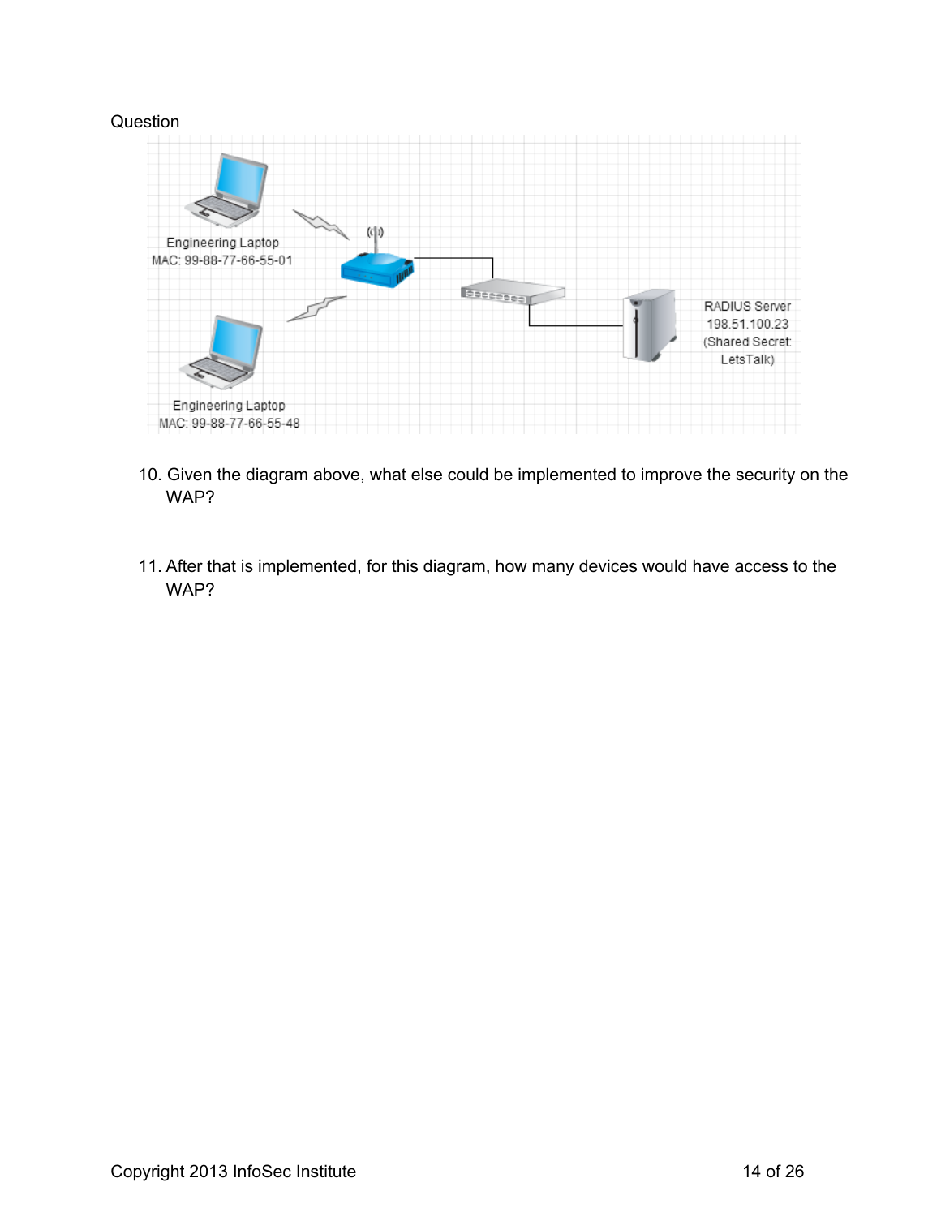Question

Engineering Laptop
MAC: 99-88-77-66-55-01

Engineering Laptop
MAC: 99-88-77-66-55-48

RADIUS Server
198.51.100.23
(Shared Secret: LetsTalk)

10. Given the diagram above, what else could be implemented to improve the security on the WAP?

11. After that is implemented, for this diagram, how many devices would have access to the WAP?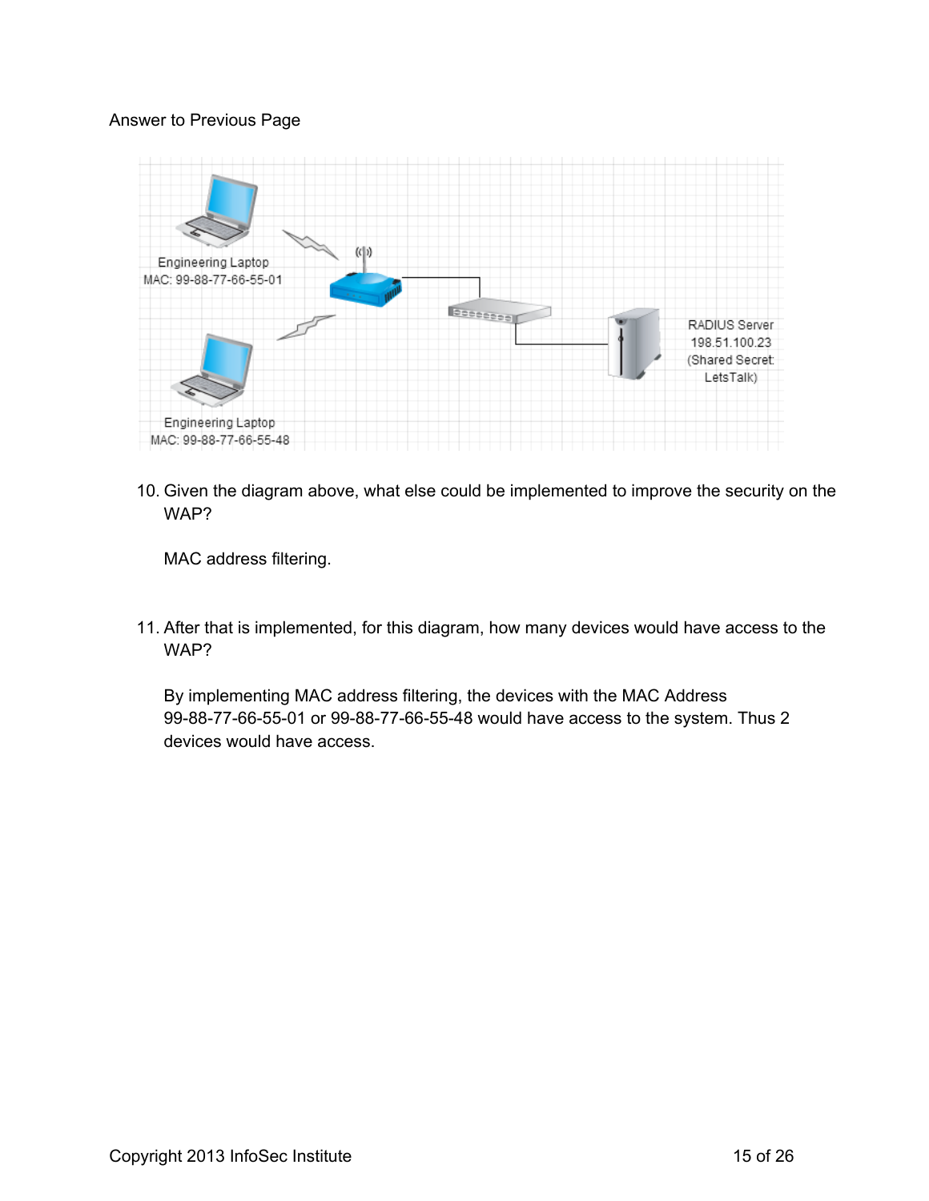Answer to Previous Page

Engineering Laptop
MAC: 99-88-77-66-55-01

Engineering Laptop
MAC: 99-88-77-66-55-48

RADIUS Server
198.51.100.23
(Shared Secret:
LetsTalk)

10. Given the diagram above, what else could be implemented to improve the security on the WAP?

    MAC address filtering.

11. After that is implemented, for this diagram, how many devices would have access to the WAP?

    By implementing MAC address filtering, the devices with the MAC Address 99-88-77-66-55-01 or 99-88-77-66-55-48 would have access to the system. Thus 2 devices would have access.

Copyright 2013 InfoSec Institute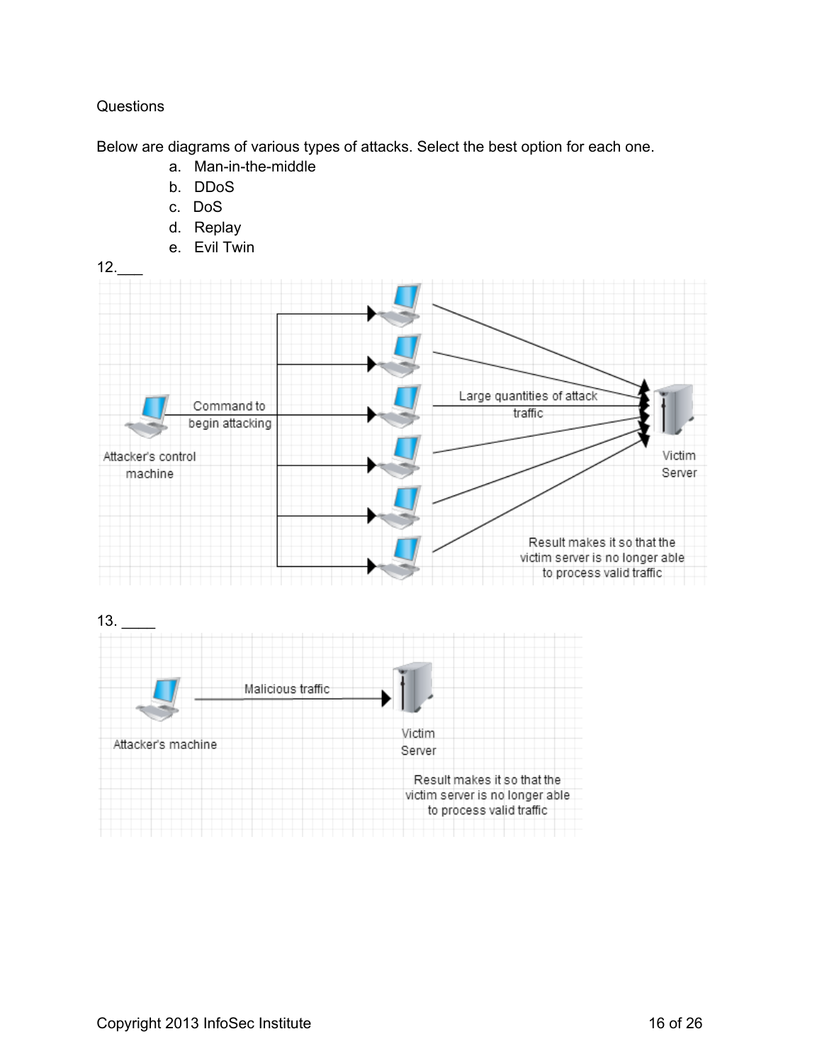Questions

Below are diagrams of various types of attacks. Select the best option for each one.

a. Man-in-the-middle
b. DDoS
c. DoS
d. Replay
e. Evil Twin

12.___

Attacker's control machine

Command to begin attacking

Large quantities of attack traffic

Victim Server

Result makes it so that the victim server is no longer able to process valid traffic

13. ____

Attacker's machine

Malicious traffic

Victim Server

Result makes it so that the victim server is no longer able to process valid traffic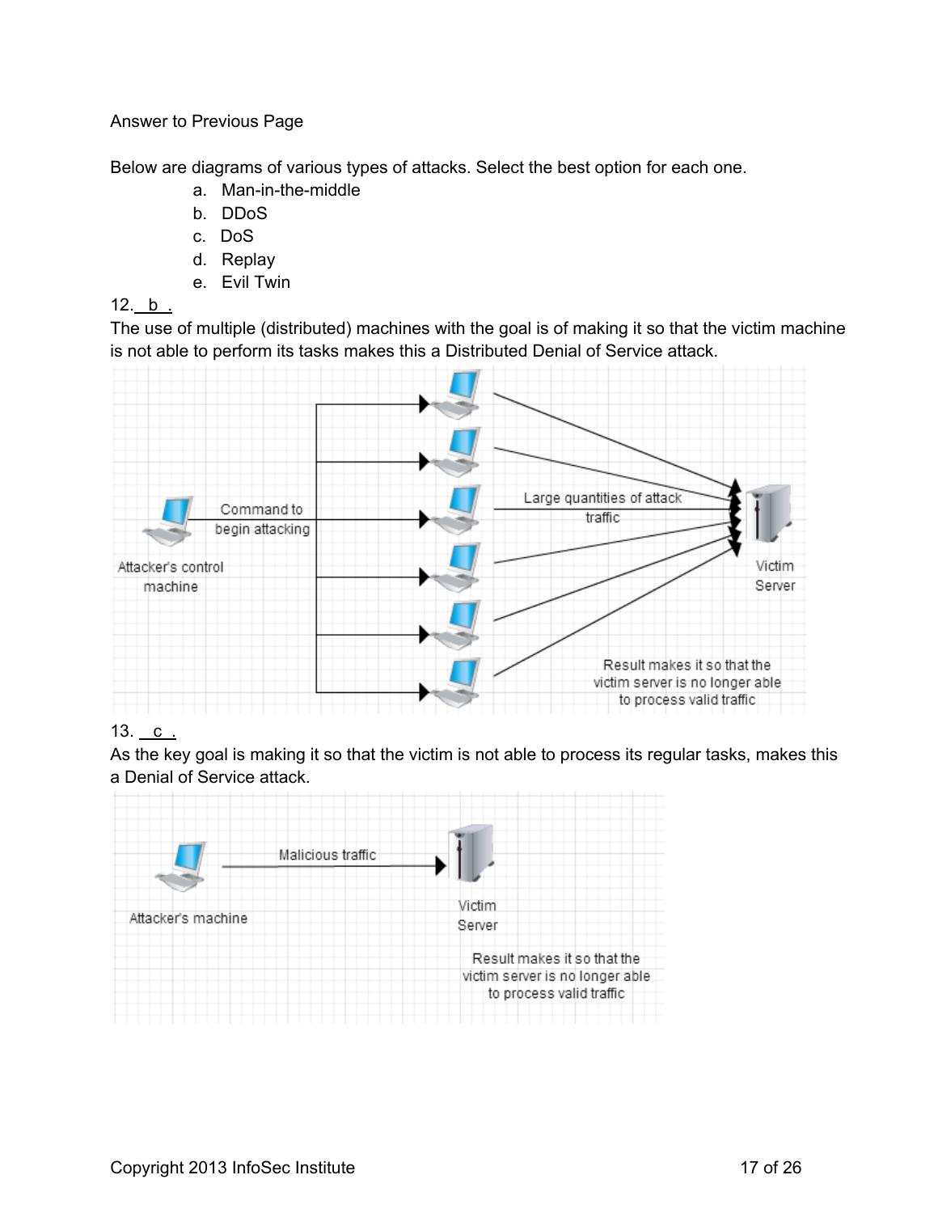Answer to Previous Page

Below are diagrams of various types of attacks. Select the best option for each one.

a. Man-in-the-middle
b. DDoS
c. DoS
d. Replay
e. Evil Twin

12. __b__.

The use of multiple (distributed) machines with the goal is of making it so that the victim machine is not able to perform its tasks makes this a Distributed Denial of Service attack.

13. __c__.

As the key goal is making it so that the victim is not able to process its regular tasks, makes this a Denial of Service attack.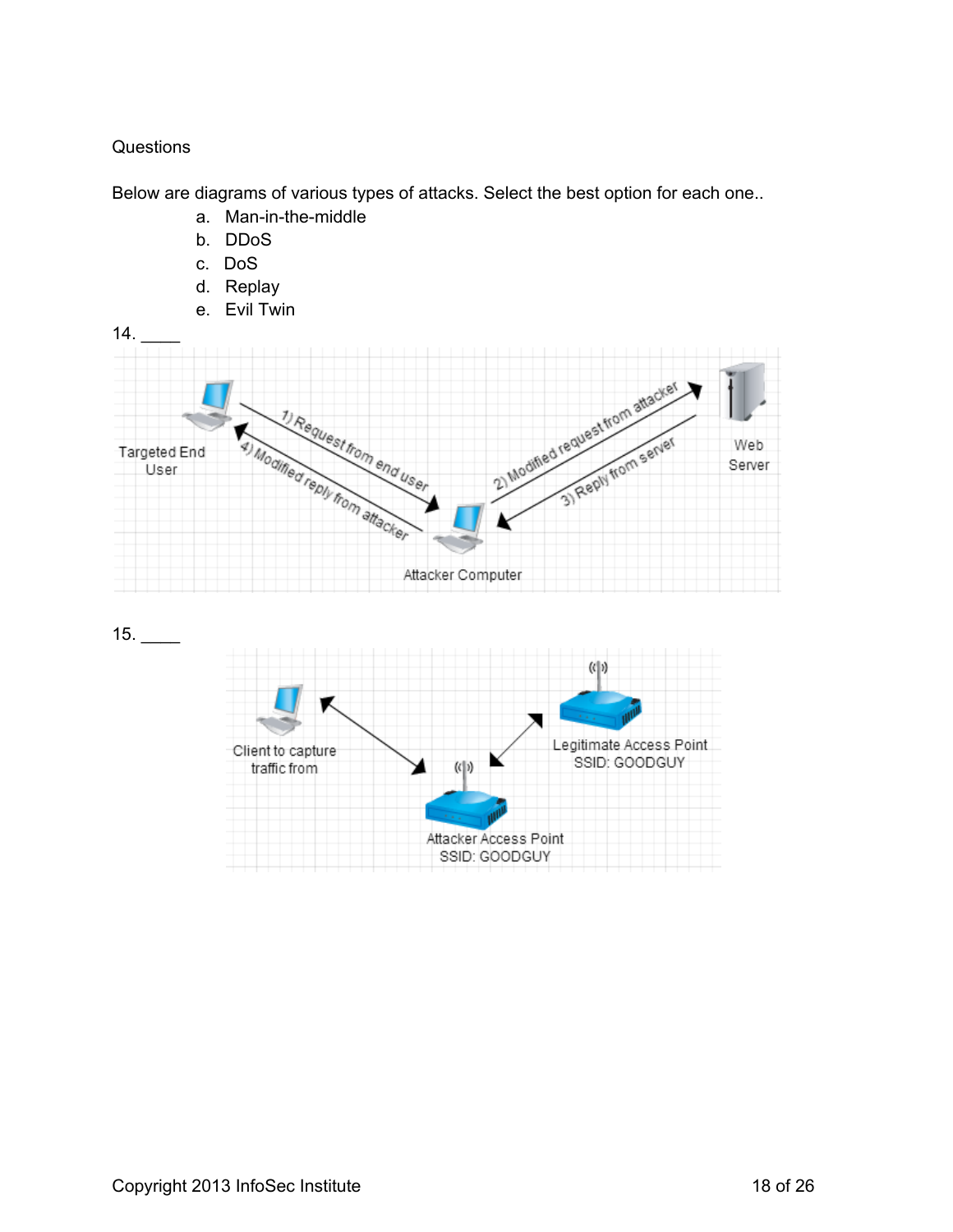Questions

Below are diagrams of various types of attacks. Select the best option for each one..

a. Man-in-the-middle
b. DDoS
c. DoS
d. Replay
e. Evil Twin

14. ____

15. ____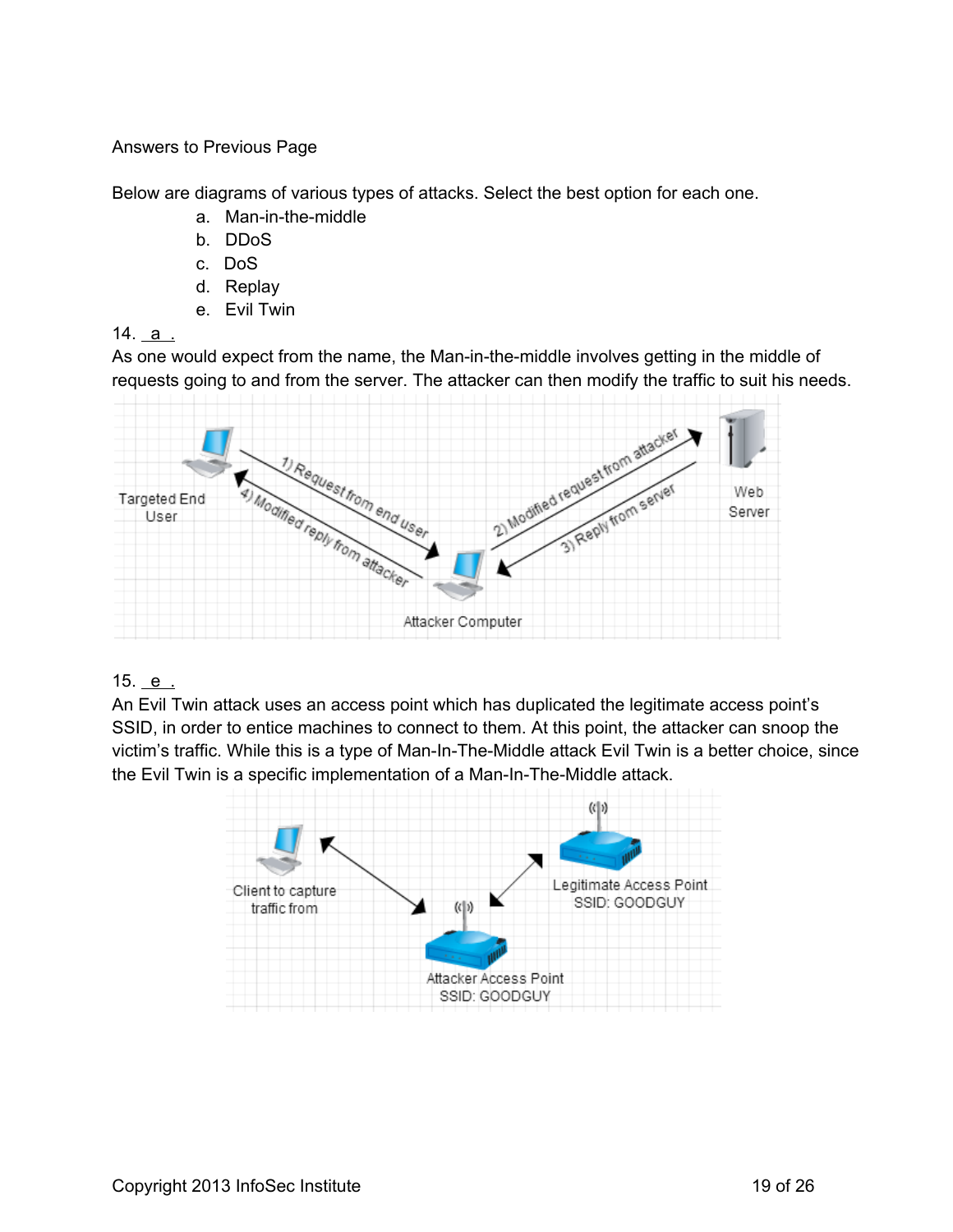Answers to Previous Page

Below are diagrams of various types of attacks. Select the best option for each one.

a. Man-in-the-middle
b. DDoS
c. DoS
d. Replay
e. Evil Twin

14. __a__.

As one would expect from the name, the Man-in-the-middle involves getting in the middle of requests going to and from the server. The attacker can then modify the traffic to suit his needs.

15. __e__.

An Evil Twin attack uses an access point which has duplicated the legitimate access point's SSID, in order to entice machines to connect to them. At this point, the attacker can snoop the victim's traffic. While this is a type of Man-In-The-Middle attack Evil Twin is a better choice, since the Evil Twin is a specific implementation of a Man-In-The-Middle attack.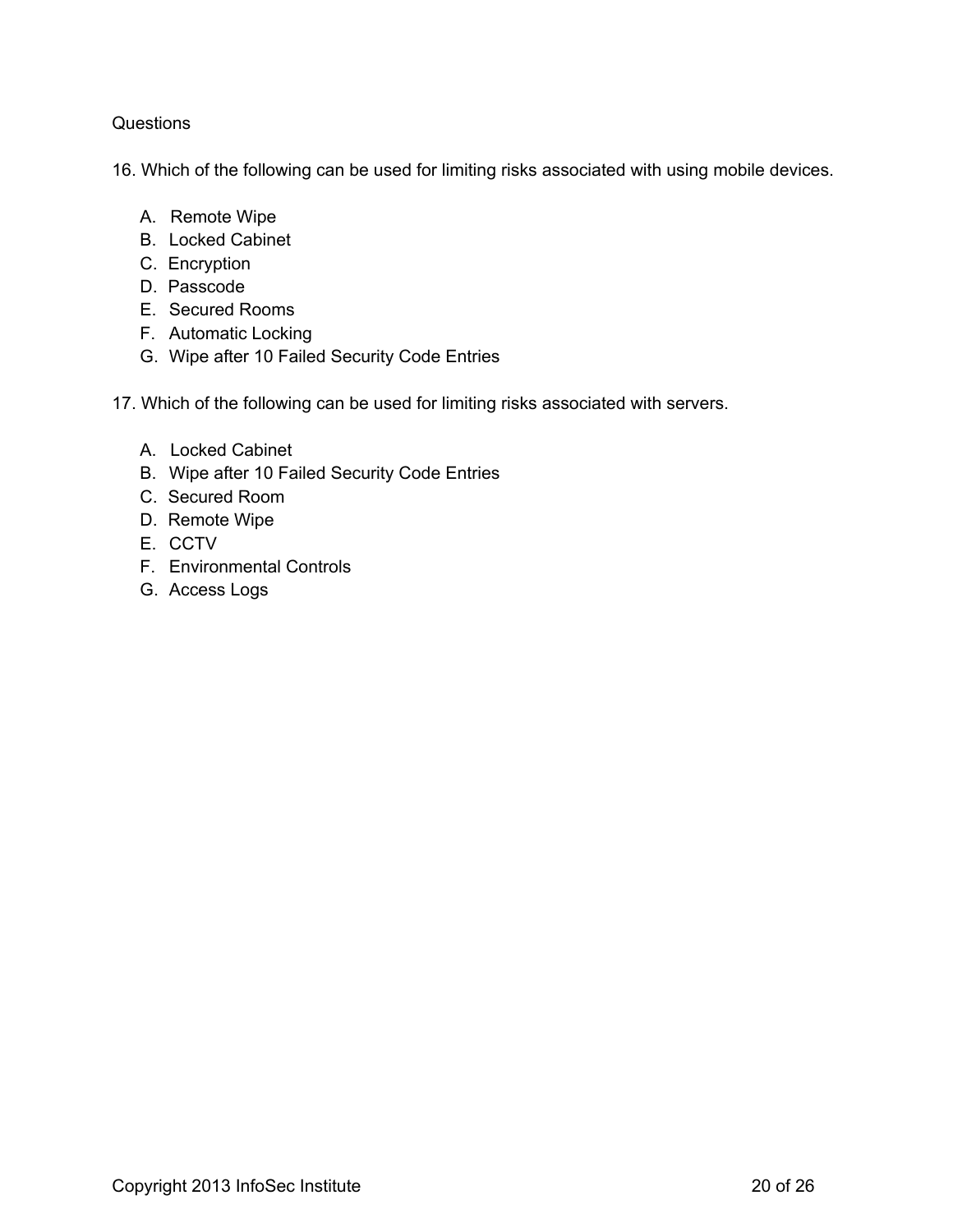Questions

16. Which of the following can be used for limiting risks associated with using mobile devices.

A. Remote Wipe
B. Locked Cabinet
C. Encryption
D. Passcode
E. Secured Rooms
F. Automatic Locking
G. Wipe after 10 Failed Security Code Entries

17. Which of the following can be used for limiting risks associated with servers.

A. Locked Cabinet
B. Wipe after 10 Failed Security Code Entries
C. Secured Room
D. Remote Wipe
E. CCTV
F. Environmental Controls
G. Access Logs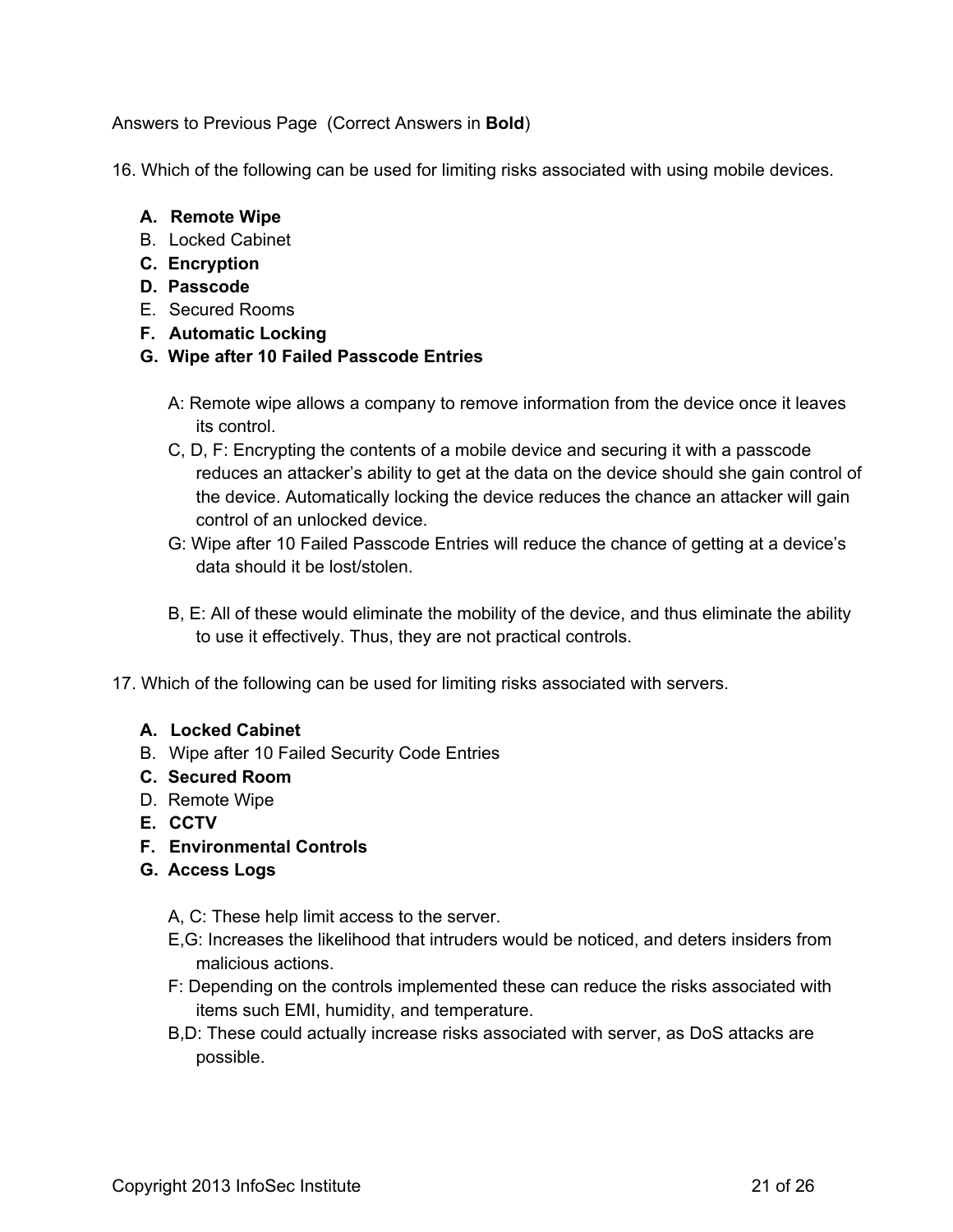Answers to Previous Page (Correct Answers in **Bold**)

16. Which of the following can be used for limiting risks associated with using mobile devices.

   - **A. Remote Wipe**
   - B. Locked Cabinet
   - **C. Encryption**
   - **D. Passcode**
   - E. Secured Rooms
   - **F. Automatic Locking**
   - **G. Wipe after 10 Failed Passcode Entries**

   A: Remote wipe allows a company to remove information from the device once it leaves its control.

   C, D, F: Encrypting the contents of a mobile device and securing it with a passcode reduces an attacker's ability to get at the data on the device should she gain control of the device. Automatically locking the device reduces the chance an attacker will gain control of an unlocked device.

   G: Wipe after 10 Failed Passcode Entries will reduce the chance of getting at a device's data should it be lost/stolen.

   B, E: All of these would eliminate the mobility of the device, and thus eliminate the ability to use it effectively. Thus, they are not practical controls.

17. Which of the following can be used for limiting risks associated with servers.

   - **A. Locked Cabinet**
   - B. Wipe after 10 Failed Security Code Entries
   - **C. Secured Room**
   - D. Remote Wipe
   - **E. CCTV**
   - **F. Environmental Controls**
   - **G. Access Logs**

   A, C: These help limit access to the server.

   E,G: Increases the likelihood that intruders would be noticed, and deters insiders from malicious actions.

   F: Depending on the controls implemented these can reduce the risks associated with items such EMI, humidity, and temperature.

   B,D: These could actually increase risks associated with server, as DoS attacks are possible.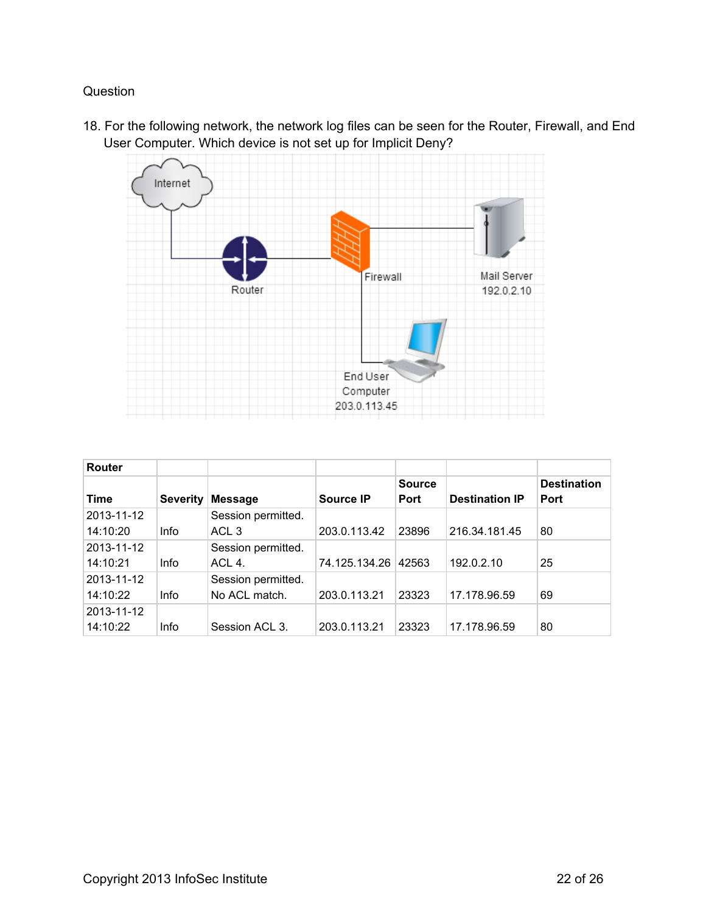Question

18. For the following network, the network log files can be seen for the Router, Firewall, and End User Computer. Which device is not set up for Implicit Deny?

Internet

Router

Firewall

Mail Server
192.0.2.10

End User
Computer
203.0.113.45

| Router | | | | | | |
|---|---|---|---|---|---|---|
| **Time** | **Severity** | **Message** | **Source IP** | **Source Port** | **Destination IP** | **Destination Port** |
| 2013-11-12 14:10:20 | Info | Session permitted. ACL 3 | 203.0.113.42 | 23896 | 216.34.181.45 | 80 |
| 2013-11-12 14:10:21 | Info | Session permitted. ACL 4. | 74.125.134.26 | 42563 | 192.0.2.10 | 25 |
| 2013-11-12 14:10:22 | Info | Session permitted. No ACL match. | 203.0.113.21 | 23323 | 17.178.96.59 | 69 |
| 2013-11-12 14:10:22 | Info | Session ACL 3. | 203.0.113.21 | 23323 | 17.178.96.59 | 80 |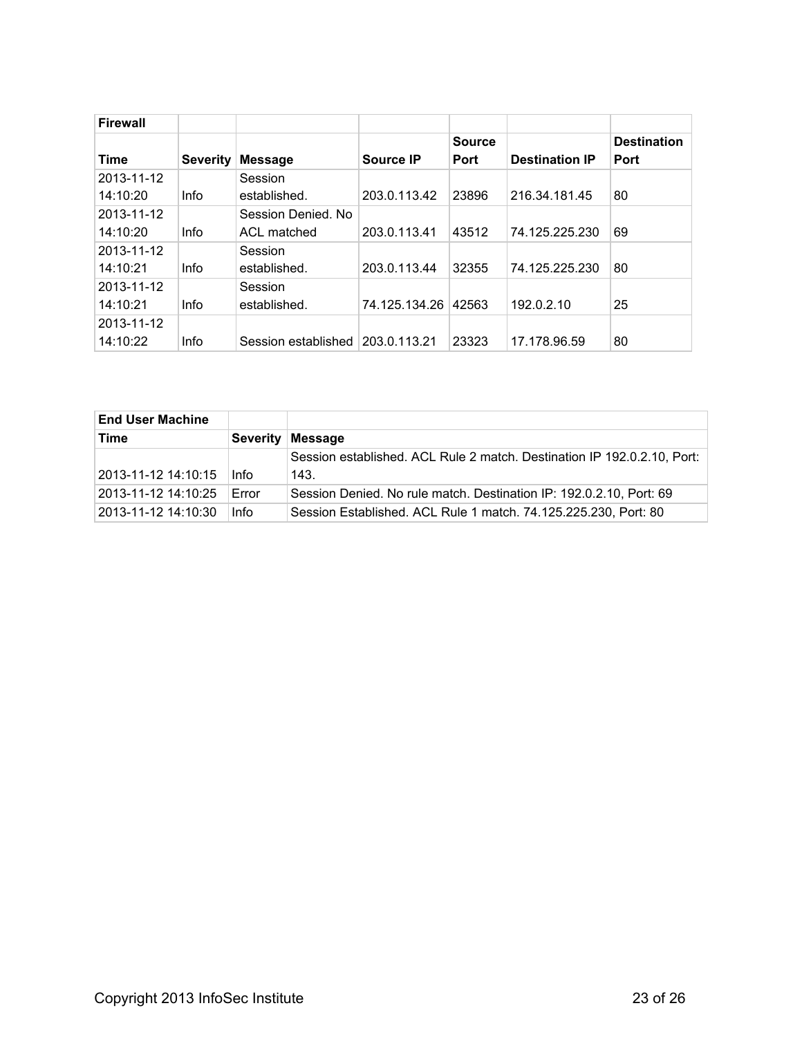| Firewall | | | | | | |
|---|---|---|---|---|---|---|
| **Time** | **Severity** | **Message** | **Source IP** | **Source Port** | **Destination IP** | **Destination Port** |
| 2013-11-12 14:10:20 | Info | Session established. | 203.0.113.42 | 23896 | 216.34.181.45 | 80 |
| 2013-11-12 14:10:20 | Info | Session Denied. No ACL matched | 203.0.113.41 | 43512 | 74.125.225.230 | 69 |
| 2013-11-12 14:10:21 | Info | Session established. | 203.0.113.44 | 32355 | 74.125.225.230 | 80 |
| 2013-11-12 14:10:21 | Info | Session established. | 74.125.134.26 | 42563 | 192.0.2.10 | 25 |
| 2013-11-12 14:10:22 | Info | Session established | 203.0.113.21 | 23323 | 17.178.96.59 | 80 |

| End User Machine | | |
|---|---|---|
| **Time** | **Severity** | **Message** |
| 2013-11-12 14:10:15 | Info | Session established. ACL Rule 2 match. Destination IP 192.0.2.10, Port: 143. |
| 2013-11-12 14:10:25 | Error | Session Denied. No rule match. Destination IP: 192.0.2.10, Port: 69 |
| 2013-11-12 14:10:30 | Info | Session Established. ACL Rule 1 match. 74.125.225.230, Port: 80 |

Copyright 2013 InfoSec Institute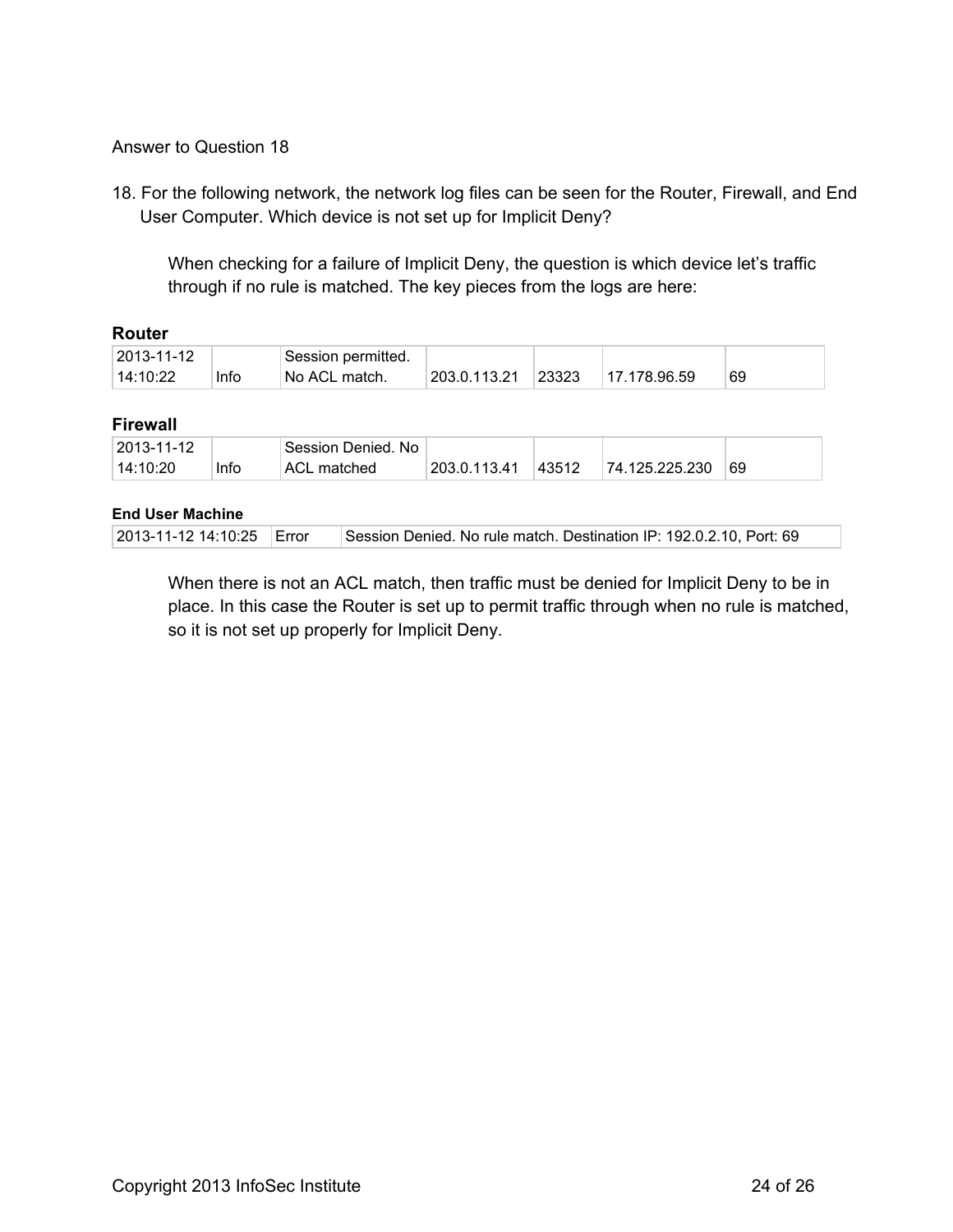Answer to Question 18

18. For the following network, the network log files can be seen for the Router, Firewall, and End User Computer. Which device is not set up for Implicit Deny?

When checking for a failure of Implicit Deny, the question is which device let's traffic through if no rule is matched. The key pieces from the logs are here:

**Router**

| | | | | | | |
|---|---|---|---|---|---|---|
| 2013-11-12 14:10:22 | Info | Session permitted. No ACL match. | 203.0.113.21 | 23323 | 17.178.96.59 | 69 |

**Firewall**

| | | | | | | |
|---|---|---|---|---|---|---|
| 2013-11-12 14:10:20 | Info | Session Denied. No ACL matched | 203.0.113.41 | 43512 | 74.125.225.230 | 69 |

**End User Machine**

| | | |
|---|---|---|
| 2013-11-12 14:10:25 | Error | Session Denied. No rule match. Destination IP: 192.0.2.10, Port: 69 |

When there is not an ACL match, then traffic must be denied for Implicit Deny to be in place. In this case the Router is set up to permit traffic through when no rule is matched, so it is not set up properly for Implicit Deny.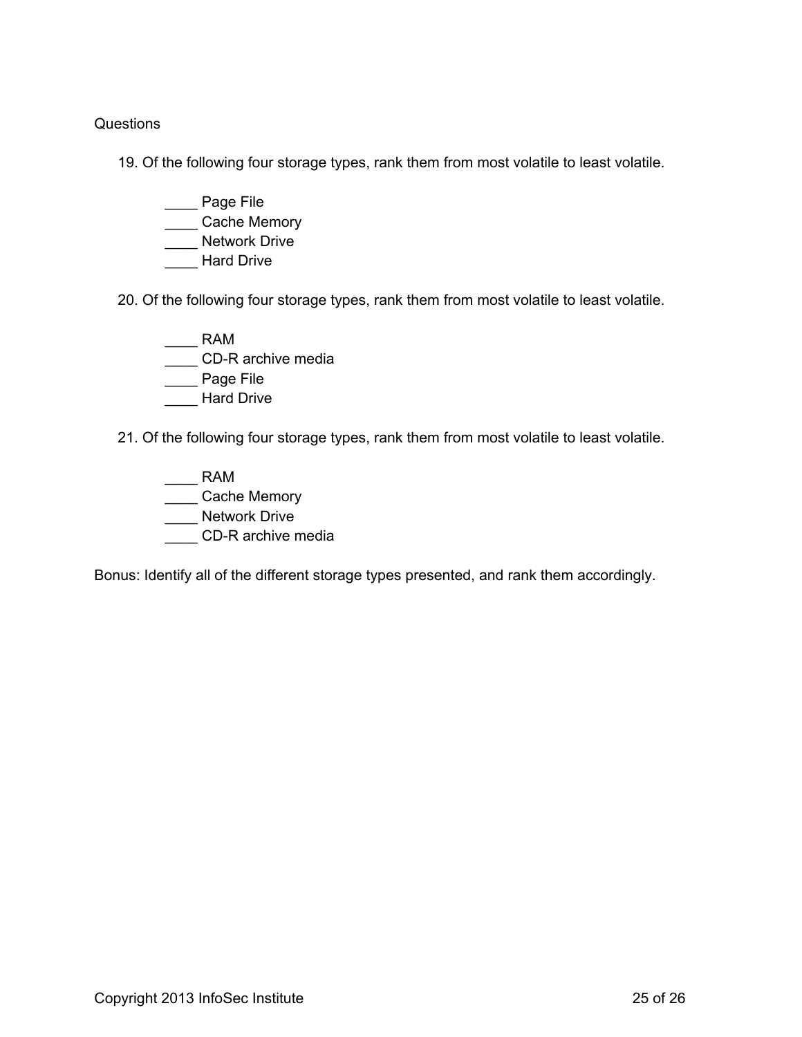Questions

19. Of the following four storage types, rank them from most volatile to least volatile.

    ____ Page File
    ____ Cache Memory
    ____ Network Drive
    ____ Hard Drive

20. Of the following four storage types, rank them from most volatile to least volatile.

    ____ RAM
    ____ CD-R archive media
    ____ Page File
    ____ Hard Drive

21. Of the following four storage types, rank them from most volatile to least volatile.

    ____ RAM
    ____ Cache Memory
    ____ Network Drive
    ____ CD-R archive media

Bonus: Identify all of the different storage types presented, and rank them accordingly.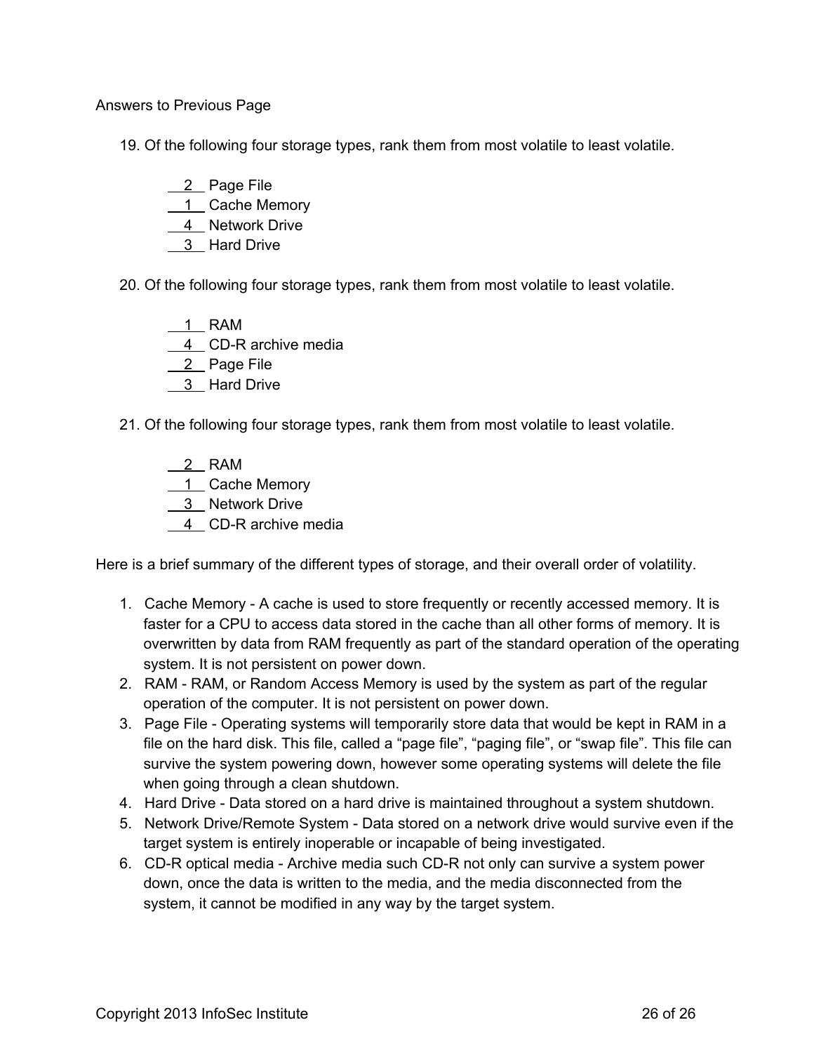Answers to Previous Page

19. Of the following four storage types, rank them from most volatile to least volatile.

 2  Page File
 1  Cache Memory
 4  Network Drive
 3  Hard Drive

20. Of the following four storage types, rank them from most volatile to least volatile.

 1  RAM
 4  CD-R archive media
 2  Page File
 3  Hard Drive

21. Of the following four storage types, rank them from most volatile to least volatile.

 2  RAM
 1  Cache Memory
 3  Network Drive
 4  CD-R archive media

Here is a brief summary of the different types of storage, and their overall order of volatility.

1. Cache Memory - A cache is used to store frequently or recently accessed memory. It is faster for a CPU to access data stored in the cache than all other forms of memory. It is overwritten by data from RAM frequently as part of the standard operation of the operating system. It is not persistent on power down.
2. RAM - RAM, or Random Access Memory is used by the system as part of the regular operation of the computer. It is not persistent on power down.
3. Page File - Operating systems will temporarily store data that would be kept in RAM in a file on the hard disk. This file, called a "page file", "paging file", or "swap file". This file can survive the system powering down, however some operating systems will delete the file when going through a clean shutdown.
4. Hard Drive - Data stored on a hard drive is maintained throughout a system shutdown.
5. Network Drive/Remote System - Data stored on a network drive would survive even if the target system is entirely inoperable or incapable of being investigated.
6. CD-R optical media - Archive media such CD-R not only can survive a system power down, once the data is written to the media, and the media disconnected from the system, it cannot be modified in any way by the target system.

Copyright 2013 InfoSec Institute